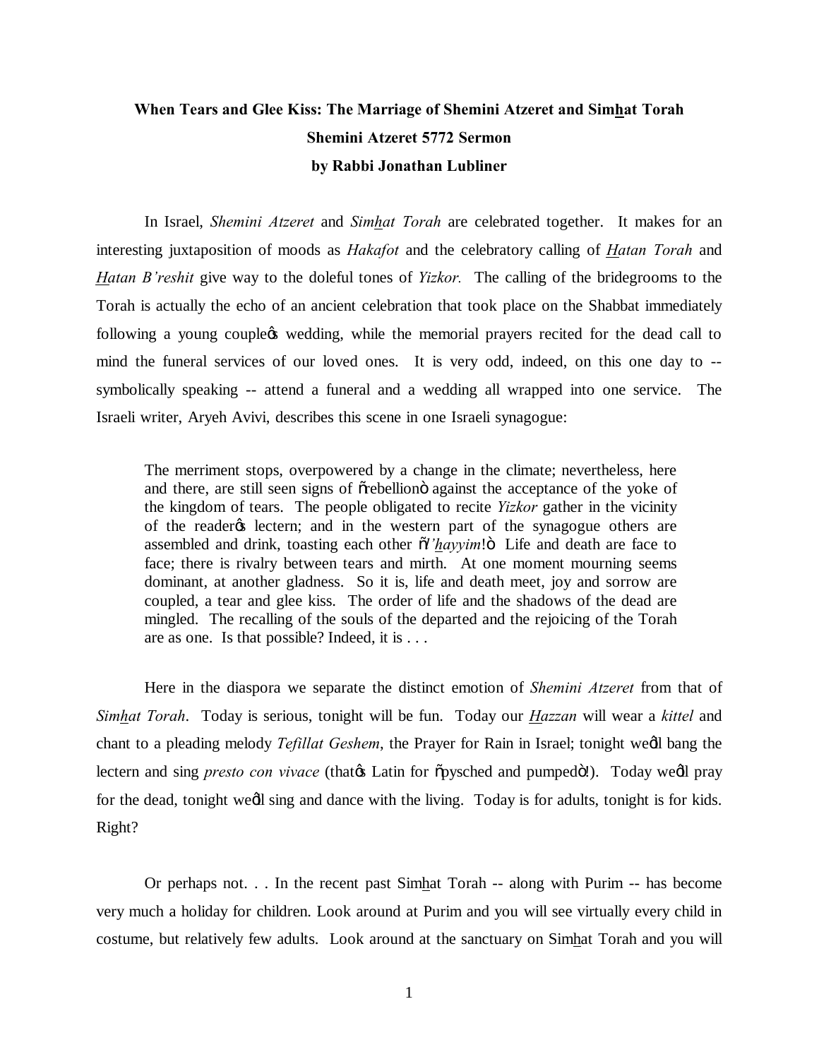**When Tears and Glee Kiss: The Marriage of Shemini Atzeret and Sim<u>h</u>at Torah**

**Shemini Atzeret 5772 Sermon**

**by Rabbi Jonathan Lubliner**

In Israel, *Shemini Atzeret* and *Sim<u>h</u>at Torah* are celebrated together. It makes for an interesting juxtaposition of moods as *Hakafot* and the celebratory calling of *<u>H</u>atan Torah* and *<u>H</u>atan B'reshit* give way to the doleful tones of *Yizkor.* The calling of the bridegrooms to the Torah is actually the echo of an ancient celebration that took place on the Shabbat immediately following a young couple's wedding, while the memorial prayers recited for the dead call to mind the funeral services of our loved ones. It is very odd, indeed, on this one day to -- symbolically speaking -- attend a funeral and a wedding all wrapped into one service. The Israeli writer, Aryeh Avivi, describes this scene in one Israeli synagogue:

> The merriment stops, overpowered by a change in the climate; nevertheless, here and there, are still seen signs of "rebellion" against the acceptance of the yoke of the kingdom of tears. The people obligated to recite *Yizkor* gather in the vicinity of the reader's lectern; and in the western part of the synagogue others are assembled and drink, toasting each other "*l'<u>h</u>ayyim*!" Life and death are face to face; there is rivalry between tears and mirth. At one moment mourning seems dominant, at another gladness. So it is, life and death meet, joy and sorrow are coupled, a tear and glee kiss. The order of life and the shadows of the dead are mingled. The recalling of the souls of the departed and the rejoicing of the Torah are as one. Is that possible? Indeed, it is . . .

Here in the diaspora we separate the distinct emotion of *Shemini Atzeret* from that of *Sim<u>h</u>at Torah*. Today is serious, tonight will be fun. Today our *<u>H</u>azzan* will wear a *kittel* and chant to a pleading melody *Tefillat Geshem*, the Prayer for Rain in Israel; tonight we'll bang the lectern and sing *presto con vivace* (that's Latin for "psyched and pumped"!). Today we'll pray for the dead, tonight we'll sing and dance with the living. Today is for adults, tonight is for kids. Right?

Or perhaps not. . . In the recent past Sim<u>h</u>at Torah -- along with Purim -- has become very much a holiday for children. Look around at Purim and you will see virtually every child in costume, but relatively few adults. Look around at the sanctuary on Sim<u>h</u>at Torah and you will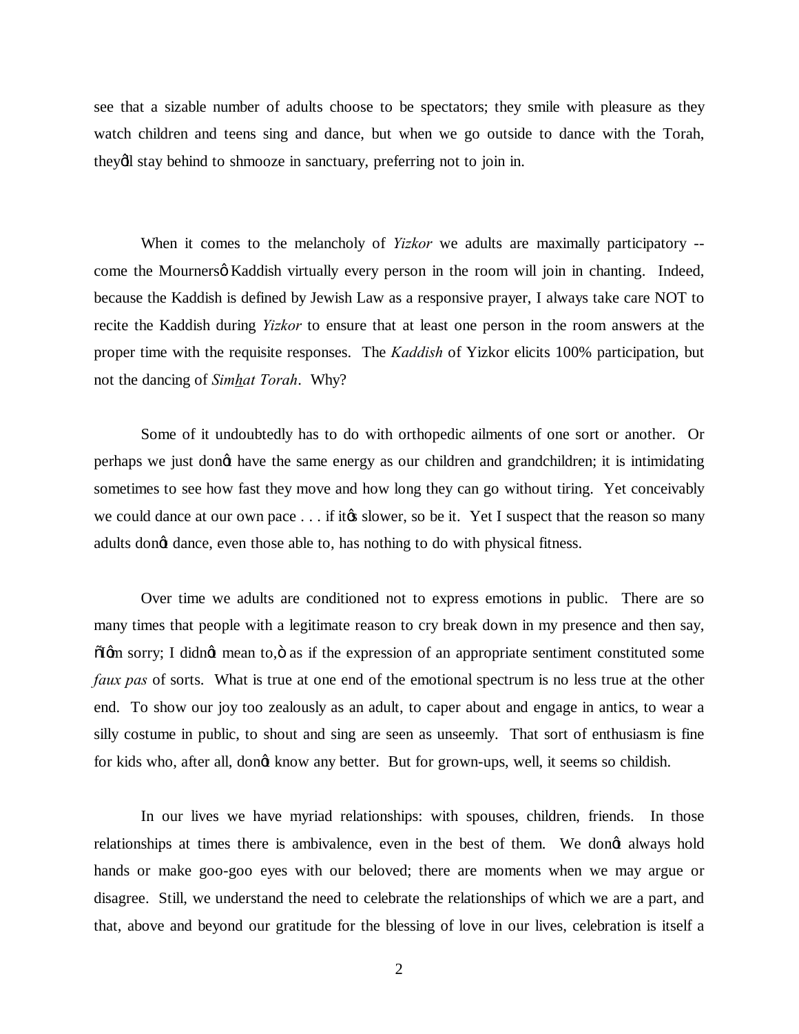see that a sizable number of adults choose to be spectators; they smile with pleasure as they watch children and teens sing and dance, but when we go outside to dance with the Torah, they'll stay behind to shmooze in sanctuary, preferring not to join in.

When it comes to the melancholy of *Yizkor* we adults are maximally participatory -- come the Mourners' Kaddish virtually every person in the room will join in chanting. Indeed, because the Kaddish is defined by Jewish Law as a responsive prayer, I always take care NOT to recite the Kaddish during *Yizkor* to ensure that at least one person in the room answers at the proper time with the requisite responses. The *Kaddish* of Yizkor elicits 100% participation, but not the dancing of *Sim<u>h</u>at Torah*. Why?

Some of it undoubtedly has to do with orthopedic ailments of one sort or another. Or perhaps we just don't have the same energy as our children and grandchildren; it is intimidating sometimes to see how fast they move and how long they can go without tiring. Yet conceivably we could dance at our own pace . . . if it's slower, so be it. Yet I suspect that the reason so many adults don't dance, even those able to, has nothing to do with physical fitness.

Over time we adults are conditioned not to express emotions in public. There are so many times that people with a legitimate reason to cry break down in my presence and then say, "I'm sorry; I didn't mean to," as if the expression of an appropriate sentiment constituted some *faux pas* of sorts. What is true at one end of the emotional spectrum is no less true at the other end. To show our joy too zealously as an adult, to caper about and engage in antics, to wear a silly costume in public, to shout and sing are seen as unseemly. That sort of enthusiasm is fine for kids who, after all, don't know any better. But for grown-ups, well, it seems so childish.

In our lives we have myriad relationships: with spouses, children, friends. In those relationships at times there is ambivalence, even in the best of them. We don't always hold hands or make goo-goo eyes with our beloved; there are moments when we may argue or disagree. Still, we understand the need to celebrate the relationships of which we are a part, and that, above and beyond our gratitude for the blessing of love in our lives, celebration is itself a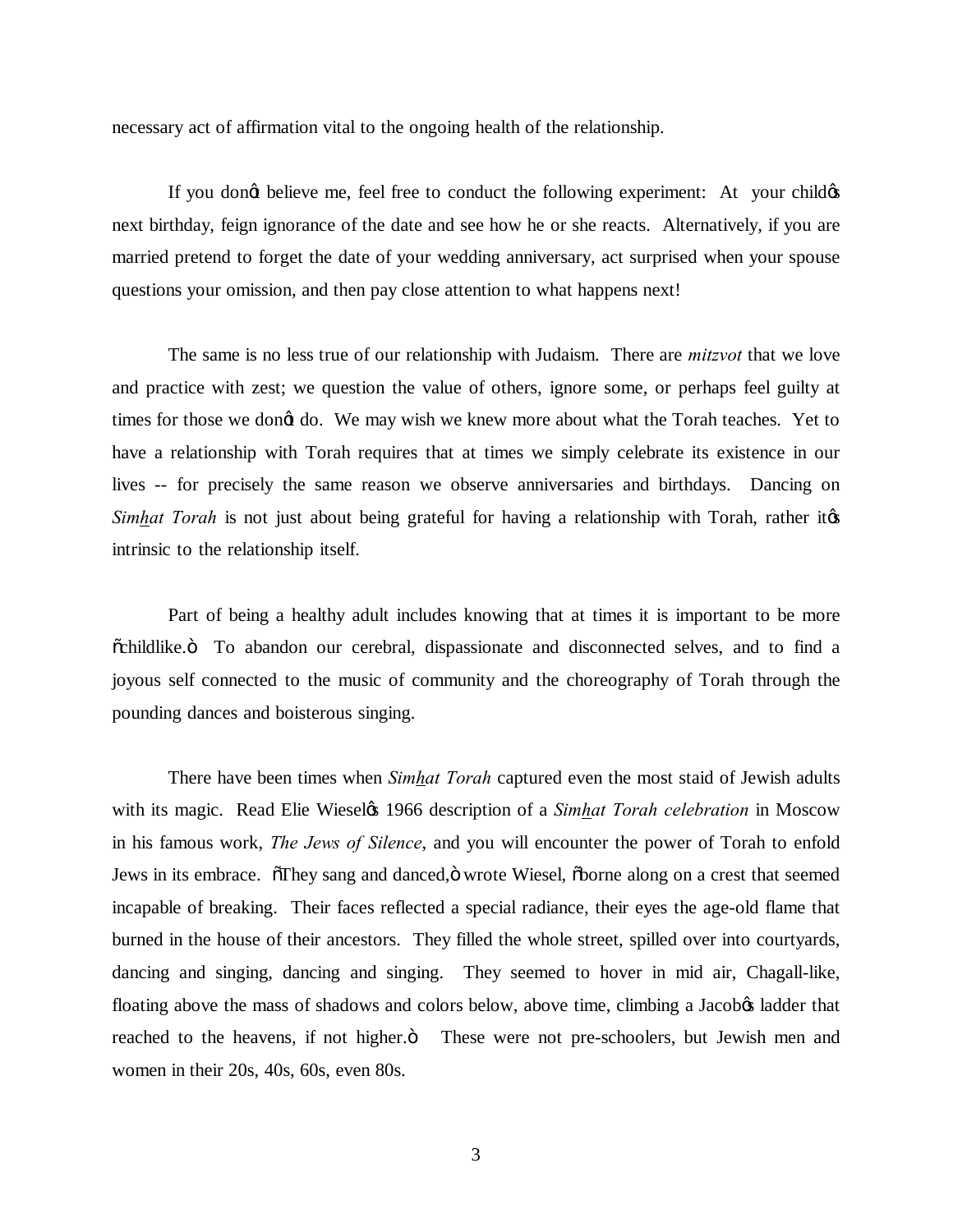necessary act of affirmation vital to the ongoing health of the relationship.

If you don't believe me, feel free to conduct the following experiment: At your child's next birthday, feign ignorance of the date and see how he or she reacts. Alternatively, if you are married pretend to forget the date of your wedding anniversary, act surprised when your spouse questions your omission, and then pay close attention to what happens next!

The same is no less true of our relationship with Judaism. There are *mitzvot* that we love and practice with zest; we question the value of others, ignore some, or perhaps feel guilty at times for those we don't do. We may wish we knew more about what the Torah teaches. Yet to have a relationship with Torah requires that at times we simply celebrate its existence in our lives -- for precisely the same reason we observe anniversaries and birthdays. Dancing on *Simhat Torah* is not just about being grateful for having a relationship with Torah, rather it's intrinsic to the relationship itself.

Part of being a healthy adult includes knowing that at times it is important to be more "childlike." To abandon our cerebral, dispassionate and disconnected selves, and to find a joyous self connected to the music of community and the choreography of Torah through the pounding dances and boisterous singing.

There have been times when *Simhat Torah* captured even the most staid of Jewish adults with its magic. Read Elie Wiesel's 1966 description of a *Simhat Torah celebration* in Moscow in his famous work, *The Jews of Silence*, and you will encounter the power of Torah to enfold Jews in its embrace. "They sang and danced," wrote Wiesel, "borne along on a crest that seemed incapable of breaking. Their faces reflected a special radiance, their eyes the age-old flame that burned in the house of their ancestors. They filled the whole street, spilled over into courtyards, dancing and singing, dancing and singing. They seemed to hover in mid air, Chagall-like, floating above the mass of shadows and colors below, above time, climbing a Jacob's ladder that reached to the heavens, if not higher." These were not pre-schoolers, but Jewish men and women in their 20s, 40s, 60s, even 80s.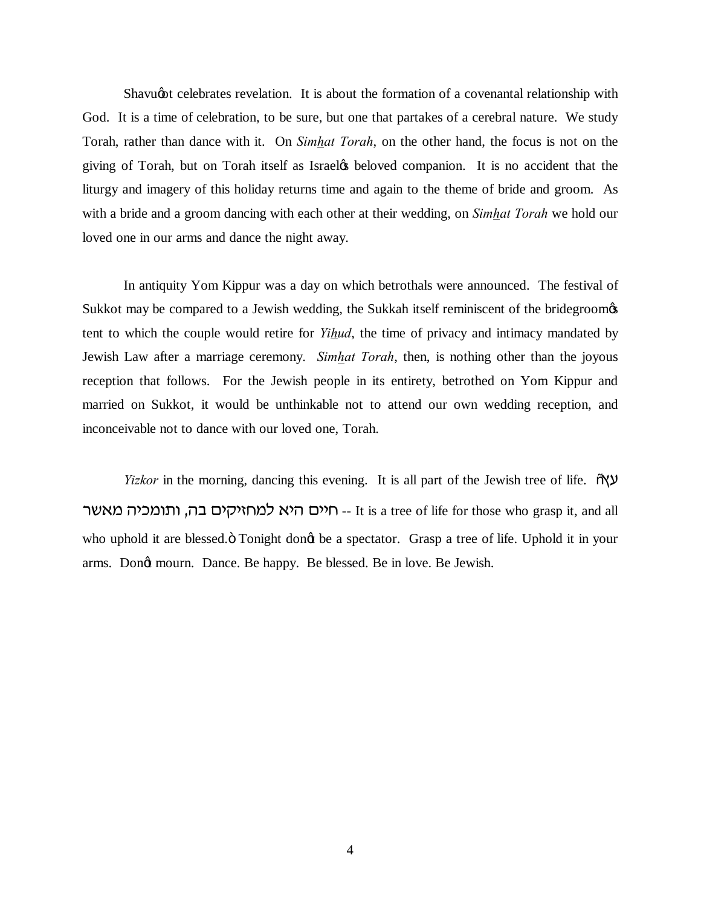Shavuôt celebrates revelation. It is about the formation of a covenantal relationship with God. It is a time of celebration, to be sure, but one that partakes of a cerebral nature. We study Torah, rather than dance with it. On *Simhat Torah*, on the other hand, the focus is not on the giving of Torah, but on Torah itself as Israel's beloved companion. It is no accident that the liturgy and imagery of this holiday returns time and again to the theme of bride and groom. As with a bride and a groom dancing with each other at their wedding, on *Simhat Torah* we hold our loved one in our arms and dance the night away.

In antiquity Yom Kippur was a day on which betrothals were announced. The festival of Sukkot may be compared to a Jewish wedding, the Sukkah itself reminiscent of the bridegroom's tent to which the couple would retire for *Yihud*, the time of privacy and intimacy mandated by Jewish Law after a marriage ceremony. *Simhat Torah*, then, is nothing other than the joyous reception that follows. For the Jewish people in its entirety, betrothed on Yom Kippur and married on Sukkot, it would be unthinkable not to attend our own wedding reception, and inconceivable not to dance with our loved one, Torah.

*Yizkor* in the morning, dancing this evening. It is all part of the Jewish tree of life. "עץ חיים היא למחזיקים בה, ותומכיה מאשר -- It is a tree of life for those who grasp it, and all who uphold it are blessed." Tonight don't be a spectator. Grasp a tree of life. Uphold it in your arms. Don't mourn. Dance. Be happy. Be blessed. Be in love. Be Jewish.